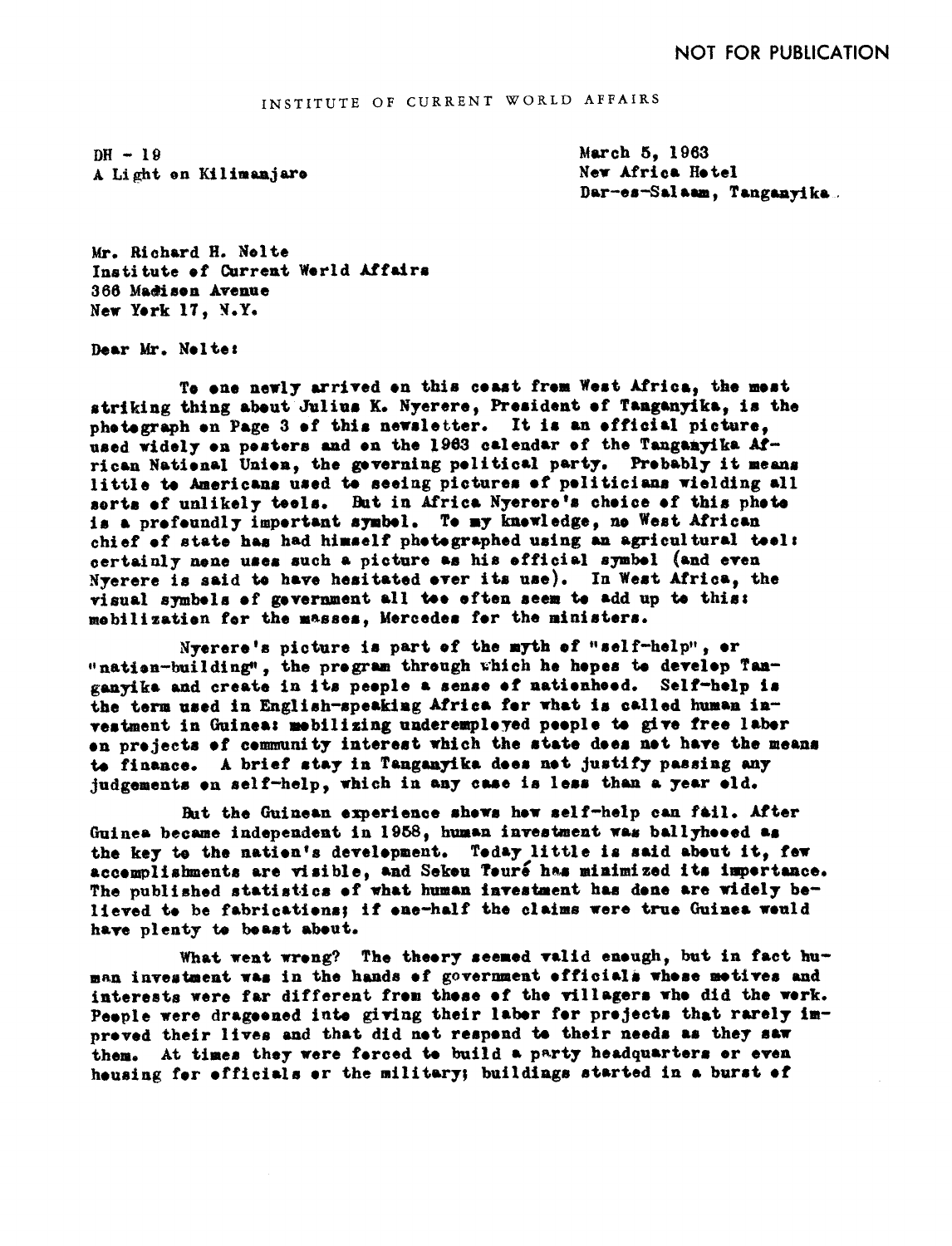NOT FOR PUBLICATION

INSTITUTE OF CURRENT WORLD AFFAIRS

DH - 19
A Light on Kilimanjaro

March 5, 1963
New Africa Hotel
Dar-es-Salaam, Tanganyika.

Mr. Richard H. Nolte
Institute of Current World Affairs
366 Madison Avenue
New York 17, N.Y.

Dear Mr. Nolte:

To one newly arrived on this coast from West Africa, the most striking thing about Julius K. Nyerere, President of Tanganyika, is the photograph on Page 3 of this newsletter. It is an official picture, used widely on posters and on the 1963 calendar of the Tanganyika African National Union, the governing political party. Probably it means little to Americans used to seeing pictures of politicians wielding all sorts of unlikely tools. But in Africa Nyerere's choice of this photo is a profoundly important symbol. To my knowledge, no West African chief of state has had himself photographed using an agricultural tool: certainly none uses such a picture as his official symbol (and even Nyerere is said to have hesitated over its use). In West Africa, the visual symbols of government all too often seem to add up to this: mobilization for the masses, Mercedes for the ministers.

Nyerere's picture is part of the myth of "self-help", or "nation-building", the program through which he hopes to develop Tanganyika and create in its people a sense of nationhood. Self-help is the term used in English-speaking Africa for what is called human investment in Guinea: mobilizing underemployed people to give free labor on projects of community interest which the state does not have the means to finance. A brief stay in Tanganyika does not justify passing any judgements on self-help, which in any case is less than a year old.

But the Guinean experience shows how self-help can fail. After Guinea became independent in 1958, human investment was ballyhooed as the key to the nation's development. Today little is said about it, few accomplishments are visible, and Sekou Touré has minimized its importance. The published statistics of what human investment has done are widely believed to be fabrications; if one-half the claims were true Guinea would have plenty to boast about.

What went wrong? The theory seemed valid enough, but in fact human investment was in the hands of government officials whose motives and interests were far different from those of the villagers who did the work. People were dragooned into giving their labor for projects that rarely improved their lives and that did not respond to their needs as they saw them. At times they were forced to build a party headquarters or even housing for officials or the military; buildings started in a burst of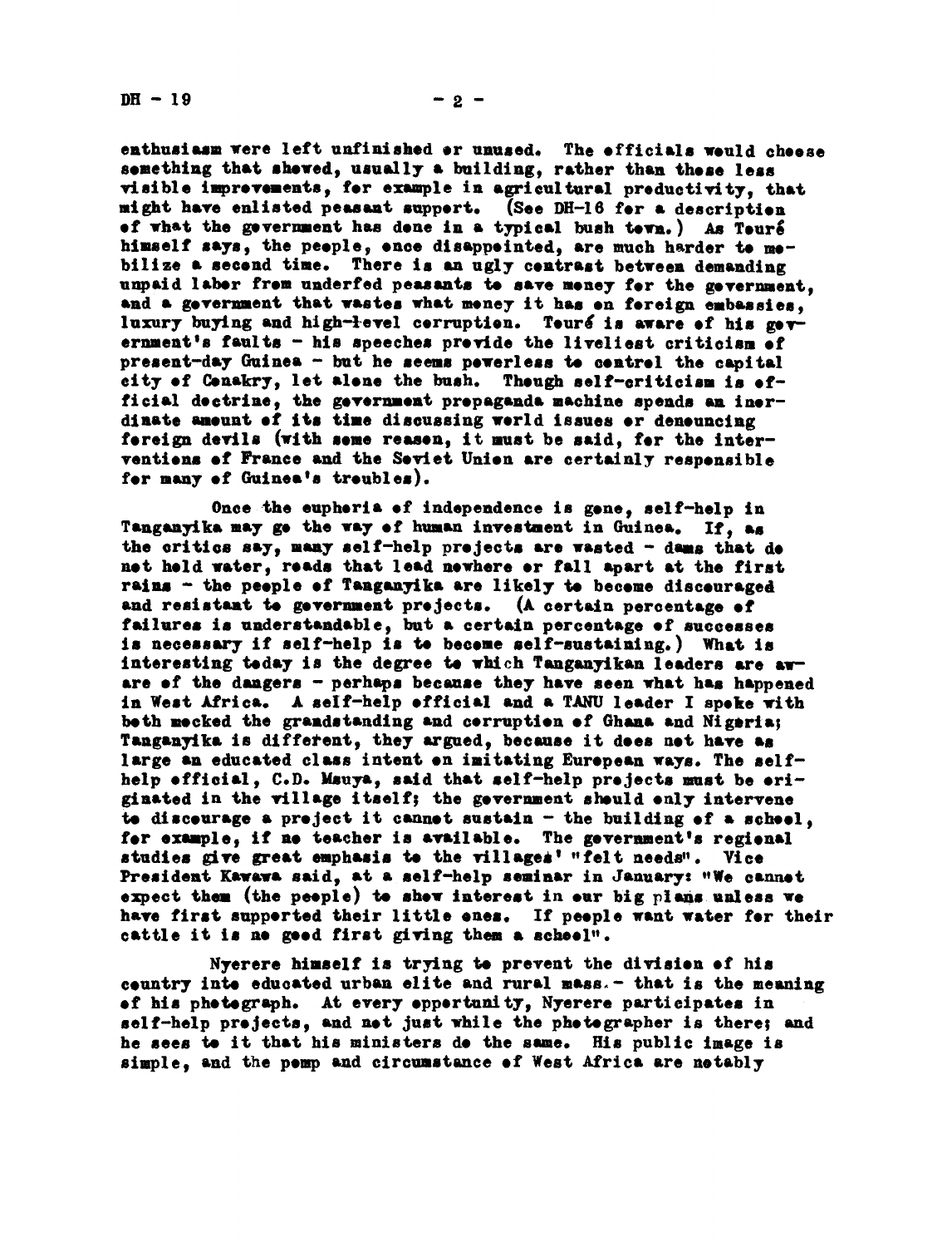enthusiasm were left unfinished or unused. The officials would choose something that showed, usually a building, rather than these less visible improvements, for example in agricultural productivity, that might have enlisted peasant support. (See DH-16 for a description of what the government has done in a typical bush town.) As Touré himself says, the people, once disappointed, are much harder to mobilize a second time. There is an ugly contrast between demanding unpaid labor from underfed peasants to save money for the government, and a government that wastes what money it has on foreign embassies, luxury buying and high-level corruption. Touré is aware of his government's faults - his speeches provide the liveliest criticism of present-day Guinea - but he seems powerless to control the capital city of Conakry, let alone the bush. Though self-criticism is official doctrine, the government propaganda machine spends an inordinate amount of its time discussing world issues or denouncing foreign devils (with some reason, it must be said, for the interventions of France and the Soviet Union are certainly responsible for many of Guinea's troubles).

Once the euphoria of independence is gone, self-help in Tanganyika may go the way of human investment in Guinea. If, as the critics say, many self-help projects are wasted - dams that do not hold water, roads that lead nowhere or fall apart at the first rains - the people of Tanganyika are likely to become discouraged and resistant to government projects. (A certain percentage of failures is understandable, but a certain percentage of successes is necessary if self-help is to become self-sustaining.) What is interesting today is the degree to which Tanganyikan leaders are aware of the dangers - perhaps because they have seen what has happened in West Africa. A self-help official and a TANU leader I spoke with both mocked the grandstanding and corruption of Ghana and Nigeria; Tanganyika is different, they argued, because it does not have as large an educated class intent on imitating European ways. The self-help official, C.D. Msuya, said that self-help projects must be originated in the village itself; the government should only intervene to discourage a project it cannot sustain - the building of a school, for example, if no teacher is available. The government's regional studies give great emphasis to the villages' "felt needs". Vice President Kawawa said, at a self-help seminar in January: "We cannot expect them (the people) to show interest in our big plans unless we have first supported their little ones. If people want water for their cattle it is no good first giving them a school".

Nyerere himself is trying to prevent the division of his country into educated urban elite and rural mass - that is the meaning of his photograph. At every opportunity, Nyerere participates in self-help projects, and not just while the photographer is there; and he sees to it that his ministers do the same. His public image is simple, and the pomp and circumstance of West Africa are notably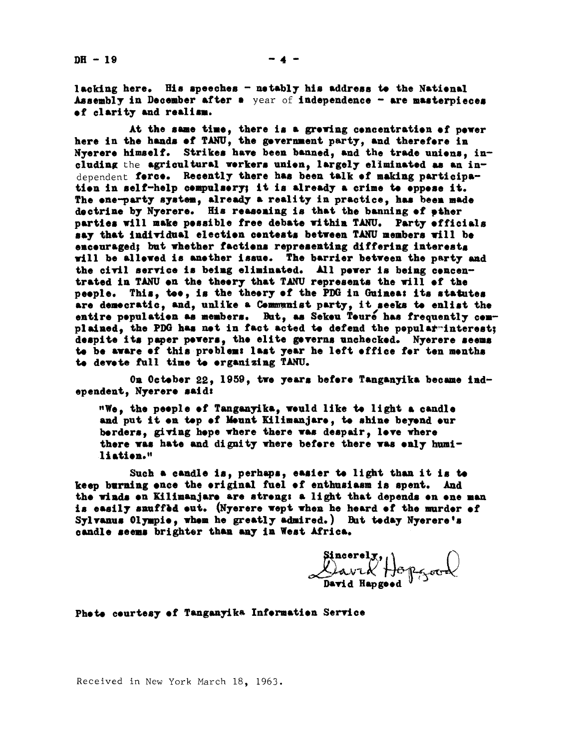lacking here. His speeches - notably his address to the National Assembly in December after a year of independence - are masterpieces of clarity and realism.

At the same time, there is a growing concentration of power here in the hands of TANU, the government party, and therefore in Nyerere himself. Strikes have been banned, and the trade unions, including the agricultural workers union, largely eliminated as an independent force. Recently there has been talk of making participation in self-help compulsory; it is already a crime to oppose it. The one-party system, already a reality in practice, has been made doctrine by Nyerere. His reasoning is that the banning of other parties will make possible free debate within TANU. Party officials say that individual election contests between TANU members will be encouraged; but whether factions representing differing interests will be allowed is another issue. The barrier between the party and the civil service is being eliminated. All power is being concentrated in TANU on the theory that TANU represents the will of the people. This, too, is the theory of the PDG in Guinea: its statutes are democratic, and, unlike a Communist party, it seeks to enlist the entire population as members. But, as Sekou Touré has frequently complained, the PDG has not in fact acted to defend the popular interest; despite its paper powers, the elite governs unchecked. Nyerere seems to be aware of this problem: last year he left office for ten months to devote full time to organizing TANU.

On October 22, 1959, two years before Tanganyika became independent, Nyerere said:

> "We, the people of Tanganyika, would like to light a candle and put it on top of Mount Kilimanjaro, to shine beyond our borders, giving hope where there was despair, love where there was hate and dignity where before there was only humiliation."

Such a candle is, perhaps, easier to light than it is to keep burning once the original fuel of enthusiasm is spent. And the winds on Kilimanjaro are strong: a light that depends on one man is easily snuffed out. (Nyerere wept when he heard of the murder of Sylvanus Olympio, whom he greatly admired.) But today Nyerere's candle seems brighter than any in West Africa.

Sincerely,

David Hapgood

Photo courtesy of Tanganyika Information Service

Received in New York March 18, 1963.